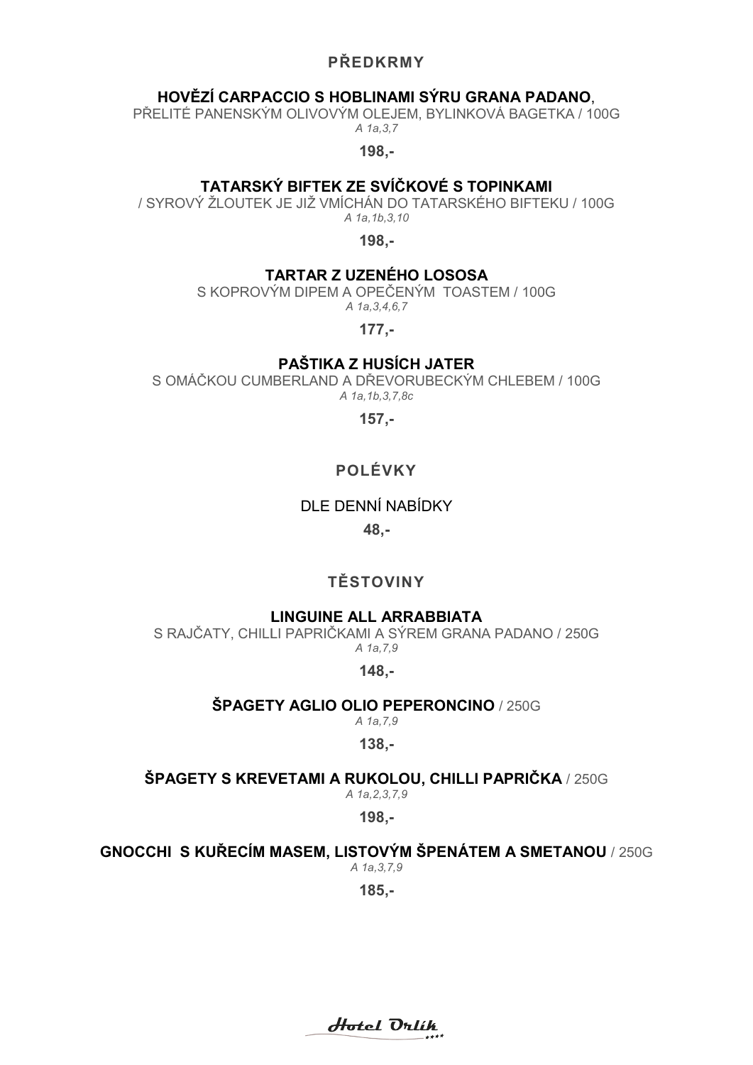## PŘEDKRMY

**HOVĚZÍ CARPACCIO S HOBLINAMI SÝRU GRANA PADANO**,
PŘELITÉ PANENSKÝM OLIVOVÝM OLEJEM, BYLINKOVÁ BAGETKA / 100G
*A 1a,3,7*

**198,-**

**TATARSKÝ BIFTEK ZE SVÍČKOVÉ S TOPINKAMI**
/ SYROVÝ ŽLOUTEK JE JIŽ VMÍCHÁN DO TATARSKÉHO BIFTEKU / 100G
*A 1a,1b,3,10*

**198,-**

**TARTAR Z UZENÉHO LOSOSA**
S KOPROVÝM DIPEM A OPEČENÝM TOASTEM / 100G
*A 1a,3,4,6,7*

**177,-**

**PAŠTIKA Z HUSÍCH JATER**
S OMÁČKOU CUMBERLAND A DŘEVORUBECKÝM CHLEBEM / 100G
*A 1a,1b,3,7,8c*

**157,-**

## POLÉVKY

DLE DENNÍ NABÍDKY

**48,-**

## TĚSTOVINY

**LINGUINE ALL ARRABBIATA**
S RAJČATY, CHILLI PAPRIČKAMI A SÝREM GRANA PADANO / 250G
*A 1a,7,9*

**148,-**

**ŠPAGETY AGLIO OLIO PEPERONCINO** / 250G
*A 1a,7,9*

**138,-**

**ŠPAGETY S KREVETAMI A RUKOLOU, CHILLI PAPRIČKA** / 250G
*A 1a,2,3,7,9*

**198,-**

**GNOCCHI S KUŘECÍM MASEM, LISTOVÝM ŠPENÁTEM A SMETANOU** / 250G
*A 1a,3,7,9*

**185,-**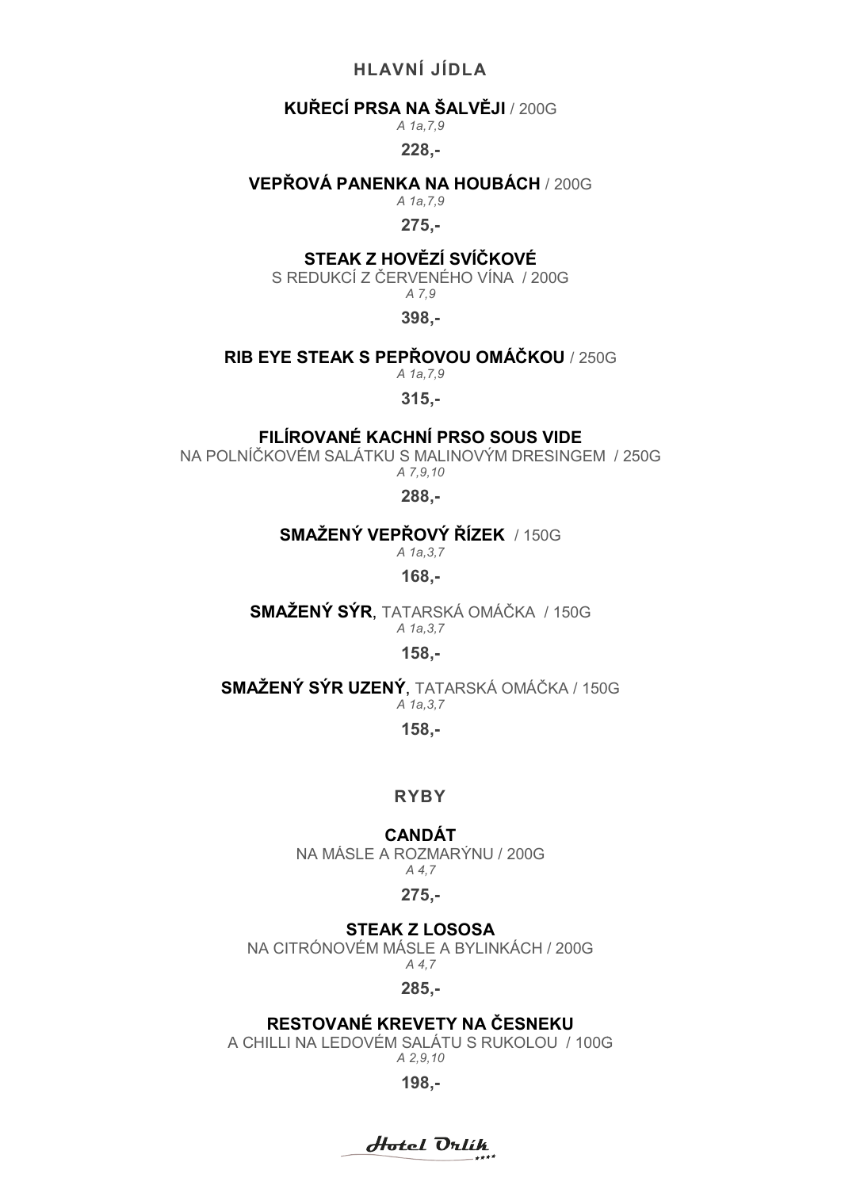## HLAVNÍ JÍDLA

**KUŘECÍ PRSA NA ŠALVĚJI** / 200G
*A 1a,7,9*
**228,-**

**VEPŘOVÁ PANENKA NA HOUBÁCH** / 200G
*A 1a,7,9*
**275,-**

**STEAK Z HOVĚZÍ SVÍČKOVÉ**
S REDUKCÍ Z ČERVENÉHO VÍNA / 200G
*A 7,9*
**398,-**

**RIB EYE STEAK S PEPŘOVOU OMÁČKOU** / 250G
*A 1a,7,9*
**315,-**

**FILÍROVANÉ KACHNÍ PRSO SOUS VIDE**
NA POLNÍČKOVÉM SALÁTKU S MALINOVÝM DRESINGEM / 250G
*A 7,9,10*
**288,-**

**SMAŽENÝ VEPŘOVÝ ŘÍZEK** / 150G
*A 1a,3,7*
**168,-**

**SMAŽENÝ SÝR**, TATARSKÁ OMÁČKA / 150G
*A 1a,3,7*
**158,-**

**SMAŽENÝ SÝR UZENÝ**, TATARSKÁ OMÁČKA / 150G
*A 1a,3,7*
**158,-**

## RYBY

**CANDÁT**
NA MÁSLE A ROZMARÝNU / 200G
*A 4,7*
**275,-**

**STEAK Z LOSOSA**
NA CITRÓNOVÉM MÁSLE A BYLINKÁCH / 200G
*A 4,7*
**285,-**

**RESTOVANÉ KREVETY NA ČESNEKU**
A CHILLI NA LEDOVÉM SALÁTU S RUKOLOU / 100G
*A 2,9,10*
**198,-**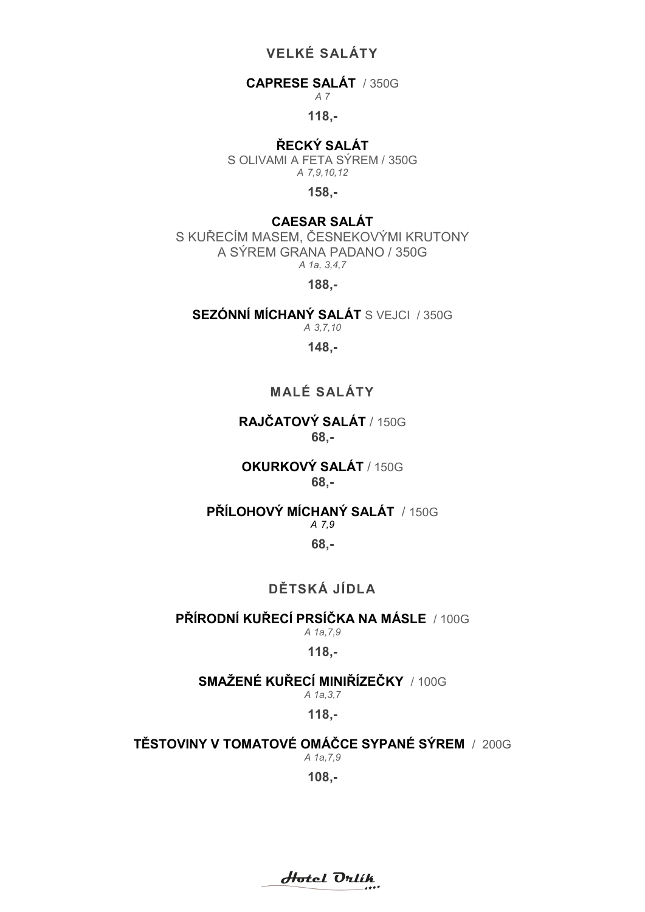## VELKÉ SALÁTY

**CAPRESE SALÁT** / 350G
*A 7*

**118,-**

**ŘECKÝ SALÁT**
S OLIVAMI A FETA SÝREM / 350G
*A 7,9,10,12*

**158,-**

**CAESAR SALÁT**
S KUŘECÍM MASEM, ČESNEKOVÝMI KRUTONY
A SÝREM GRANA PADANO / 350G
*A 1a, 3,4,7*

**188,-**

**SEZÓNNÍ MÍCHANÝ SALÁT** S VEJCI / 350G
*A 3,7,10*

**148,-**

## MALÉ SALÁTY

**RAJČATOVÝ SALÁT** / 150G
**68,-**

**OKURKOVÝ SALÁT** / 150G
**68,-**

**PŘÍLOHOVÝ MÍCHANÝ SALÁT** / 150G
*A 7,9*

**68,-**

## DĚTSKÁ JÍDLA

**PŘÍRODNÍ KUŘECÍ PRSÍČKA NA MÁSLE** / 100G
*A 1a,7,9*

**118,-**

**SMAŽENÉ KUŘECÍ MINIŘÍZEČKY** / 100G
*A 1a,3,7*

**118,-**

**TĚSTOVINY V TOMATOVÉ OMÁČCE SYPANÉ SÝREM** / 200G
*A 1a,7,9*

**108,-**

Hotel Orlík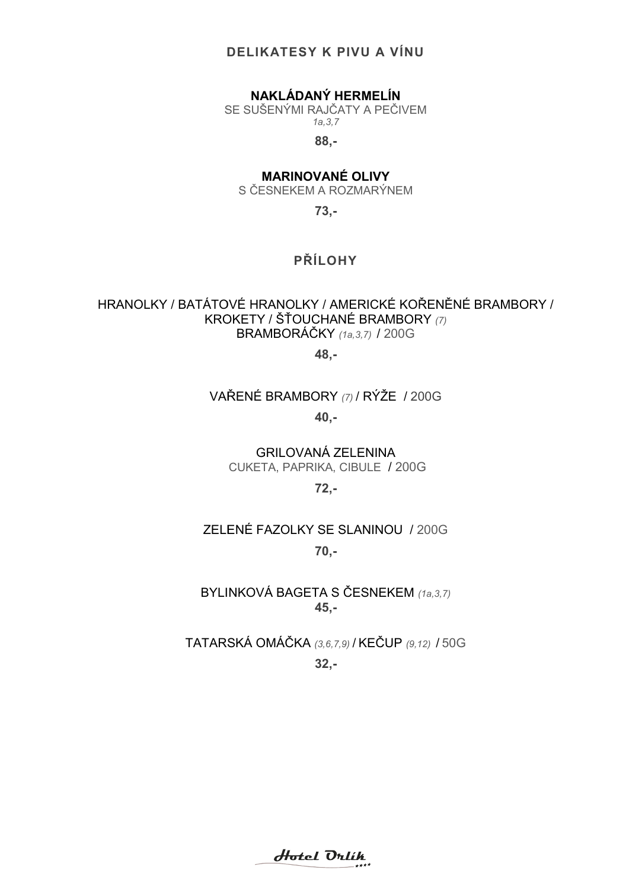## DELIKATESY K PIVU A VÍNU

**NAKLÁDANÝ HERMELÍN**
SE SUŠENÝMI RAJČATY A PEČIVEM
*1a,3,7*

**88,-**

**MARINOVANÉ OLIVY**
S ČESNEKEM A ROZMARÝNEM

**73,-**

## PŘÍLOHY

HRANOLKY / BATÁTOVÉ HRANOLKY / AMERICKÉ KOŘENĚNÉ BRAMBORY / KROKETY / ŠŤOUCHANÉ BRAMBORY *(7)*
BRAMBORÁČKY *(1a,3,7)* / 200G

**48,-**

VAŘENÉ BRAMBORY *(7)* / RÝŽE / 200G

**40,-**

GRILOVANÁ ZELENINA
CUKETA, PAPRIKA, CIBULE / 200G

**72,-**

ZELENÉ FAZOLKY SE SLANINOU / 200G

**70,-**

BYLINKOVÁ BAGETA S ČESNEKEM *(1a,3,7)*
**45,-**

TATARSKÁ OMÁČKA *(3,6,7,9)* / KEČUP *(9,12)* / 50G

**32,-**

Hotel Orlík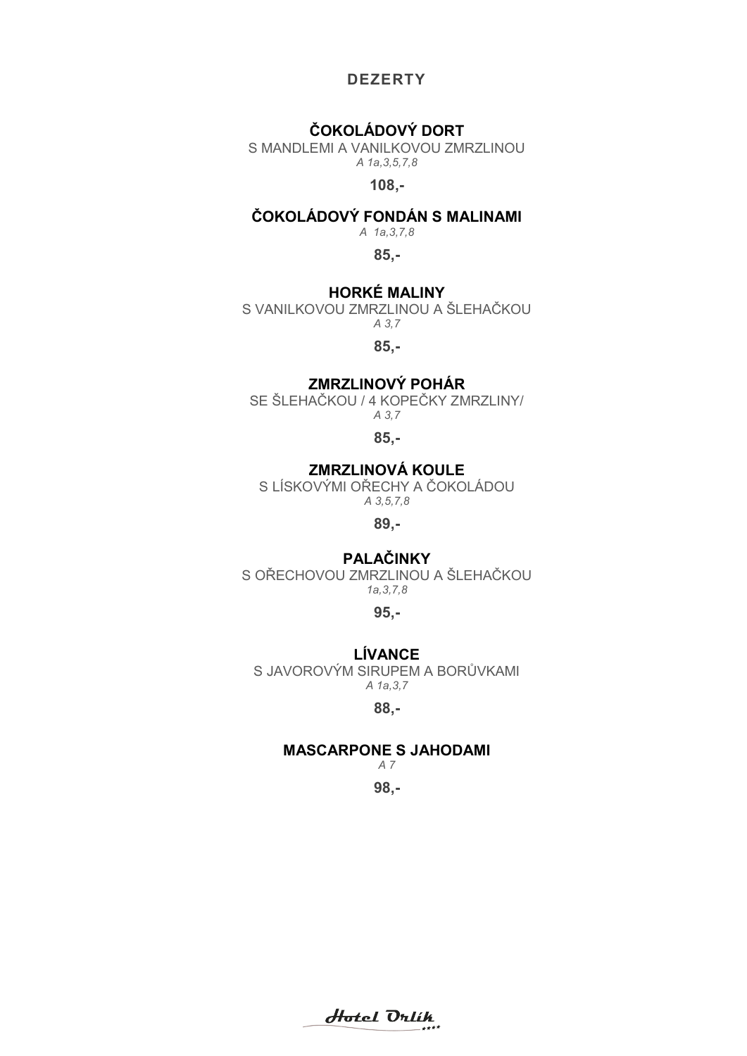## DEZERTY

### ČOKOLÁDOVÝ DORT

S MANDLEMI A VANILKOVOU ZMRZLINOU

*A 1a,3,5,7,8*

**108,-**

### ČOKOLÁDOVÝ FONDÁN S MALINAMI

*A 1a,3,7,8*

**85,-**

### HORKÉ MALINY

S VANILKOVOU ZMRZLINOU A ŠLEHAČKOU

*A 3,7*

**85,-**

### ZMRZLINOVÝ POHÁR

SE ŠLEHAČKOU / 4 KOPEČKY ZMRZLINY/

*A 3,7*

**85,-**

### ZMRZLINOVÁ KOULE

S LÍSKOVÝMI OŘECHY A ČOKOLÁDOU

*A 3,5,7,8*

**89,-**

### PALAČINKY

S OŘECHOVOU ZMRZLINOU A ŠLEHAČKOU

*1a,3,7,8*

**95,-**

### LÍVANCE

S JAVOROVÝM SIRUPEM A BORŮVKAMI

*A 1a,3,7*

**88,-**

### MASCARPONE S JAHODAMI

*A 7*

**98,-**

Hotel Orlík